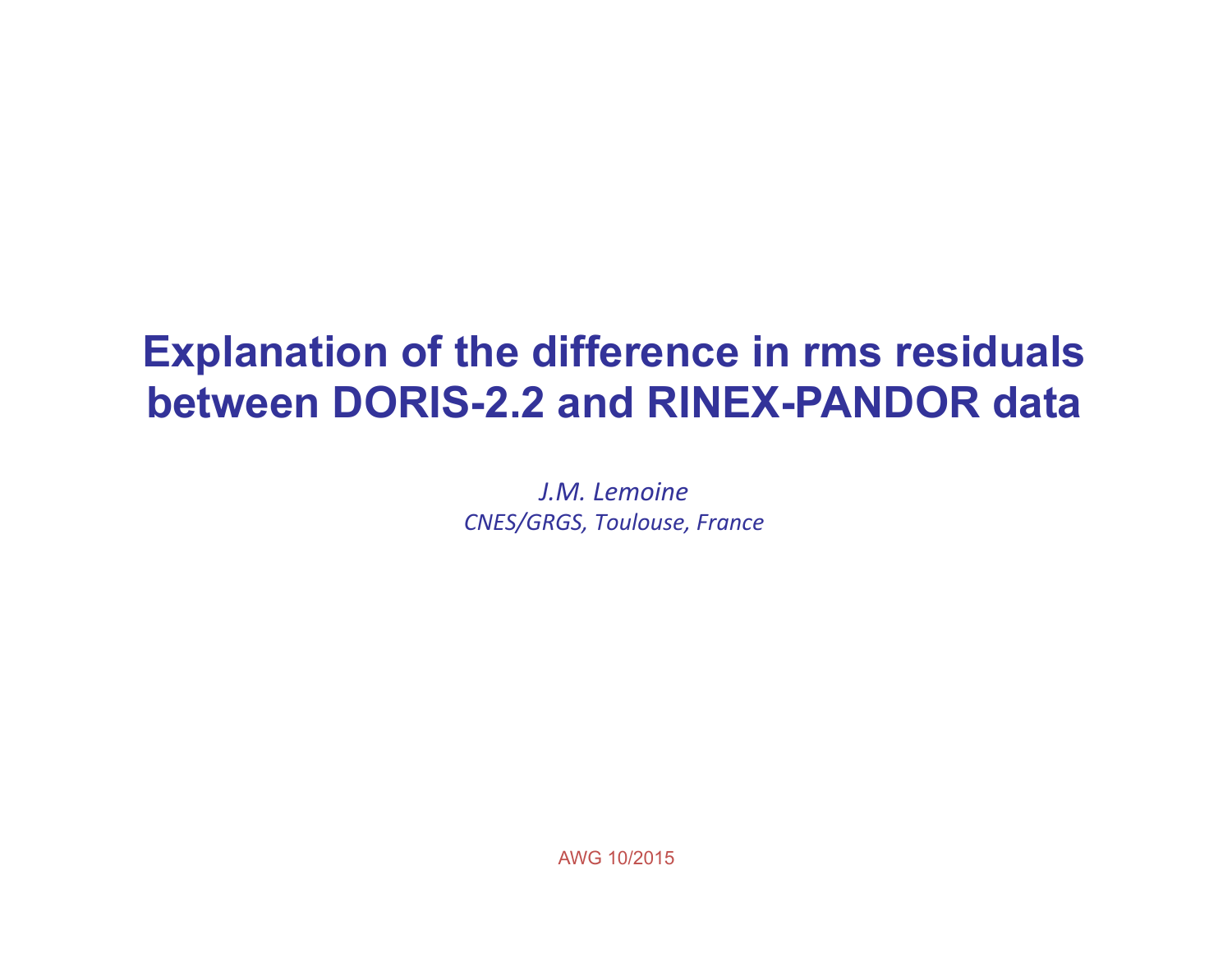# Explanation of the difference in rms residuals between DORIS-2.2 and RINEX-PANDOR data

*J.M. Lemoine*

*CNES/GRGS, Toulouse, France*

AWG 10/2015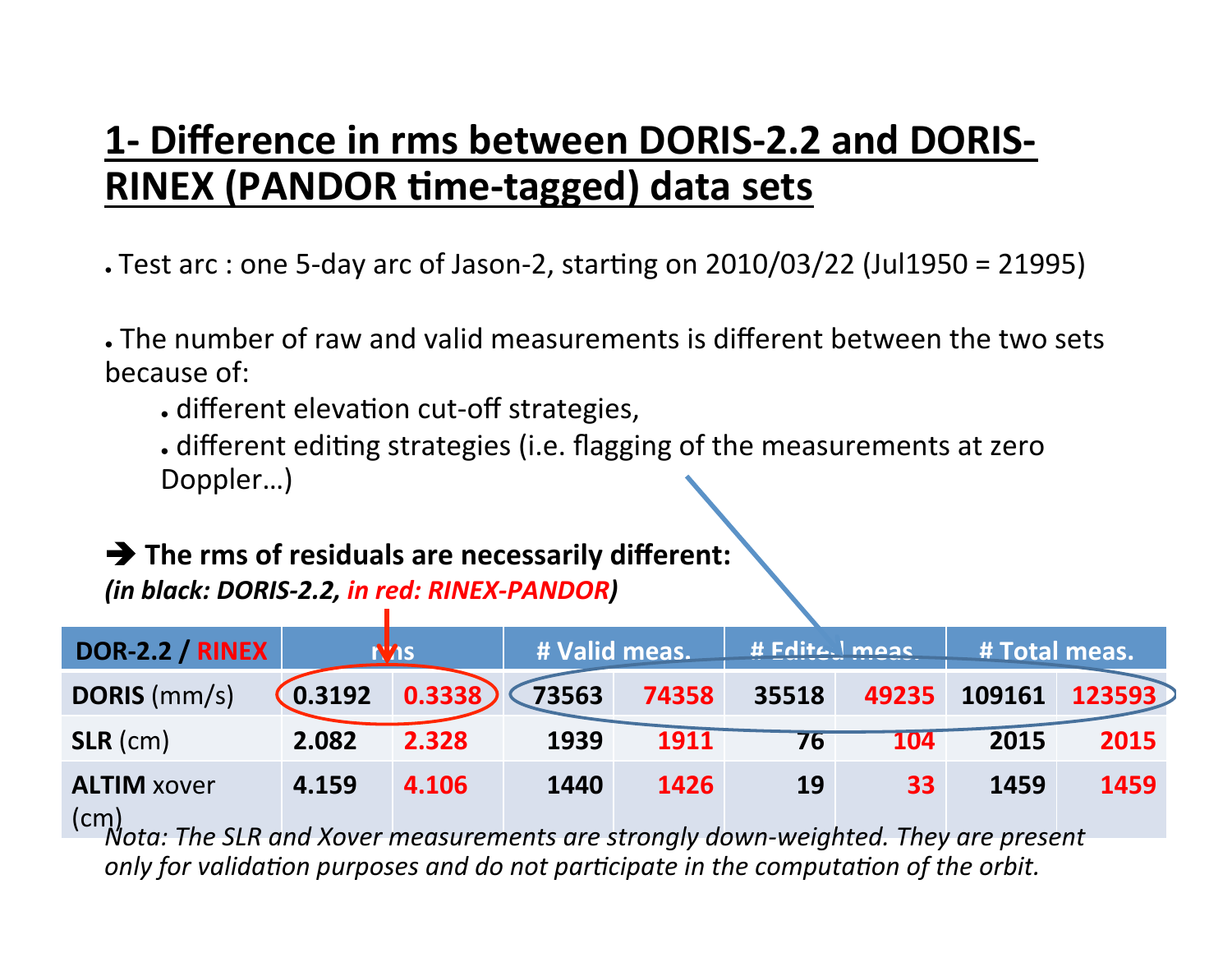## 1- Difference in rms between DORIS-2.2 and DORIS-RINEX (PANDOR time-tagged) data sets

- Test arc : one 5-day arc of Jason-2, starting on 2010/03/22 (Jul1950 = 21995)

- The number of raw and valid measurements is different between the two sets because of:
  - different elevation cut-off strategies,
  - different editing strategies (i.e. flagging of the measurements at zero Doppler…)

➔ **The rms of residuals are necessarily different:**
***(in black: DORIS-2.2, in red: RINEX-PANDOR)***

| DOR-2.2 / RINEX | rms | | # Valid meas. | | # Edited meas. | | # Total meas. | |
|---|---|---|---|---|---|---|---|---|
| **DORIS** (mm/s) | **0.3192** | **0.3338** | **73563** | **74358** | **35518** | **49235** | **109161** | **123593** |
| **SLR** (cm) | **2.082** | **2.328** | **1939** | **1911** | **76** | **104** | **2015** | **2015** |
| **ALTIM** xover (cm) | **4.159** | **4.106** | **1440** | **1426** | **19** | **33** | **1459** | **1459** |

*Nota: The SLR and Xover measurements are strongly down-weighted. They are present only for validation purposes and do not participate in the computation of the orbit.*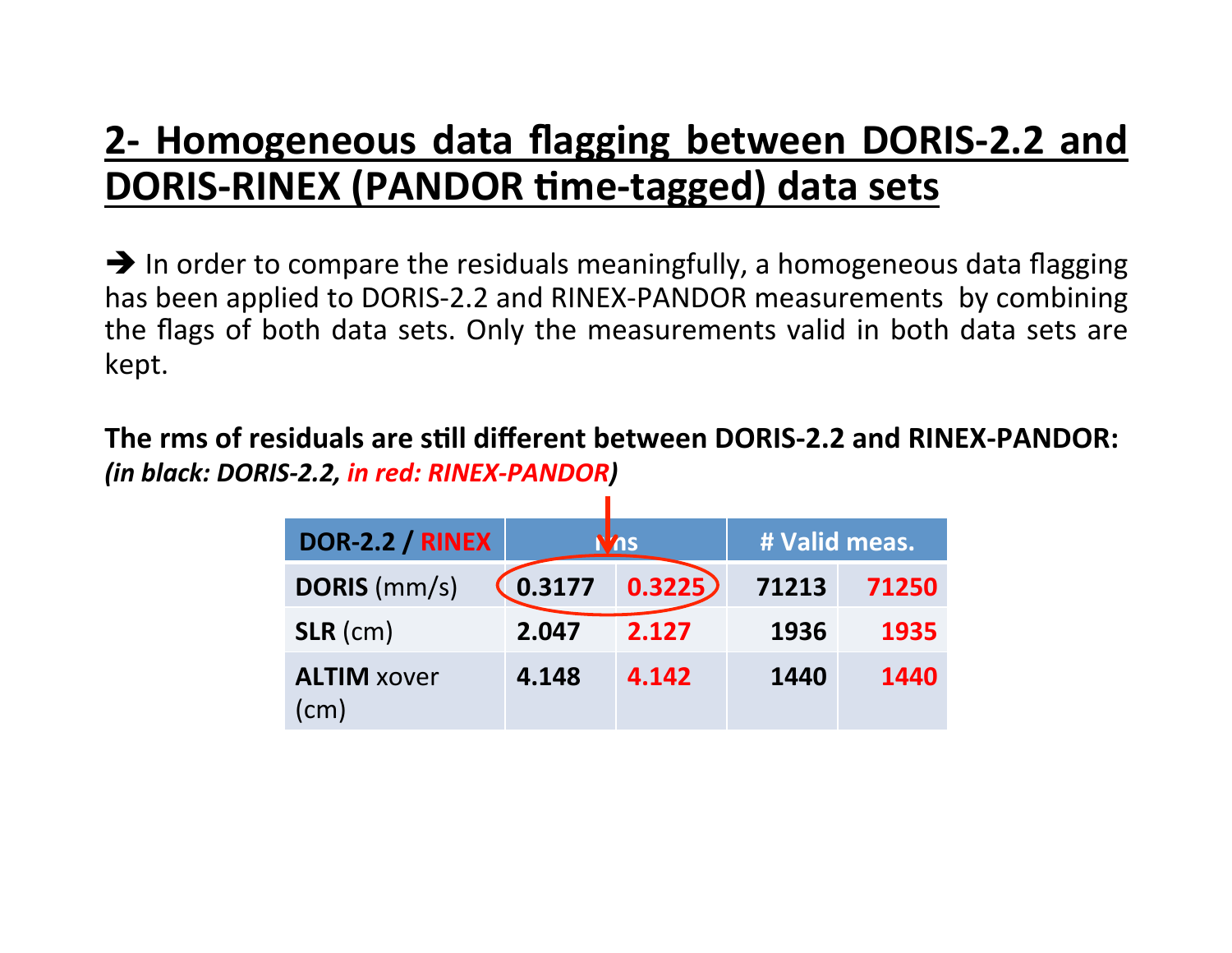## 2- Homogeneous data flagging between DORIS-2.2 and DORIS-RINEX (PANDOR time-tagged) data sets

➔ In order to compare the residuals meaningfully, a homogeneous data flagging has been applied to DORIS-2.2 and RINEX-PANDOR measurements by combining the flags of both data sets. Only the measurements valid in both data sets are kept.

**The rms of residuals are still different between DORIS-2.2 and RINEX-PANDOR:**
***(in black: DORIS-2.2, in red: RINEX-PANDOR)***

| DOR-2.2 / RINEX | rms | | # Valid meas. | |
|---|---|---|---|---|
| **DORIS** (mm/s) | **0.3177** | **0.3225** | **71213** | **71250** |
| **SLR** (cm) | **2.047** | **2.127** | **1936** | **1935** |
| **ALTIM** xover (cm) | **4.148** | **4.142** | **1440** | **1440** |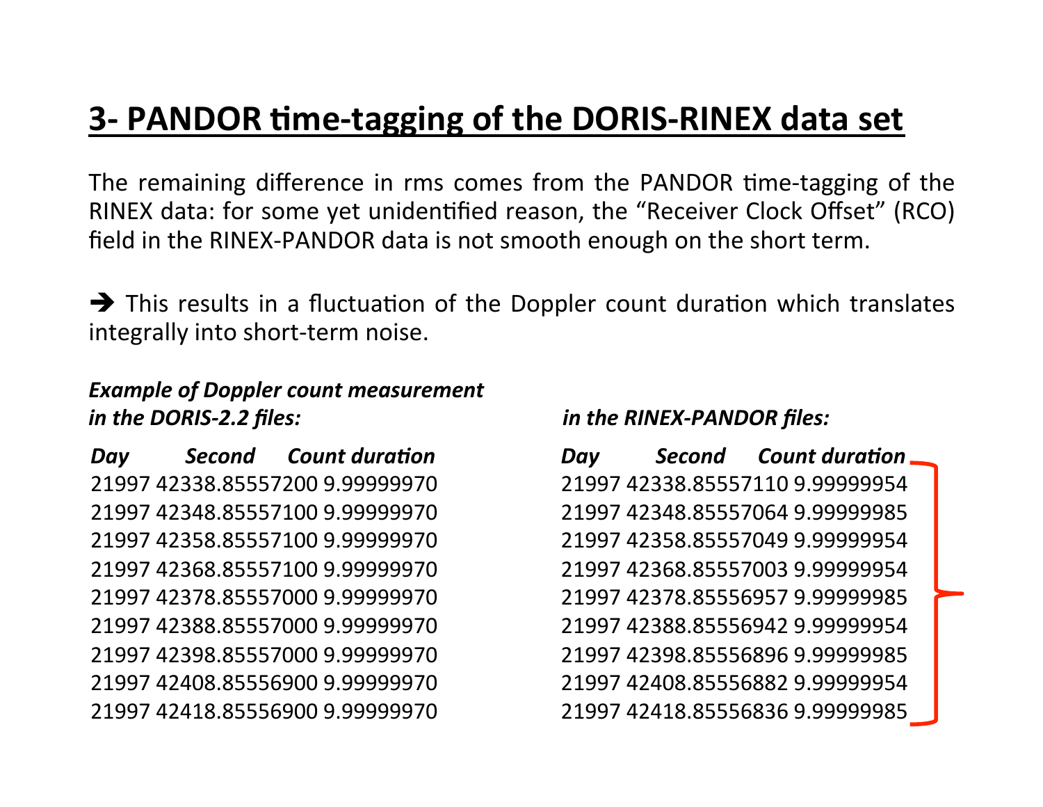## 3- PANDOR time-tagging of the DORIS-RINEX data set

The remaining difference in rms comes from the PANDOR time-tagging of the RINEX data: for some yet unidentified reason, the "Receiver Clock Offset" (RCO) field in the RINEX-PANDOR data is not smooth enough on the short term.

➔ This results in a fluctuation of the Doppler count duration which translates integrally into short-term noise.

***Example of Doppler count measurement in the DORIS-2.2 files:***

| *Day* | *Second* | *Count duration* |
|---|---|---|
| 21997 | 42338.85557200 | 9.99999970 |
| 21997 | 42348.85557100 | 9.99999970 |
| 21997 | 42358.85557100 | 9.99999970 |
| 21997 | 42368.85557100 | 9.99999970 |
| 21997 | 42378.85557000 | 9.99999970 |
| 21997 | 42388.85557000 | 9.99999970 |
| 21997 | 42398.85557000 | 9.99999970 |
| 21997 | 42408.85556900 | 9.99999970 |
| 21997 | 42418.85556900 | 9.99999970 |

***in the RINEX-PANDOR files:***

| *Day* | *Second* | *Count duration* |
|---|---|---|
| 21997 | 42338.85557110 | 9.99999954 |
| 21997 | 42348.85557064 | 9.99999985 |
| 21997 | 42358.85557049 | 9.99999954 |
| 21997 | 42368.85557003 | 9.99999954 |
| 21997 | 42378.85556957 | 9.99999985 |
| 21997 | 42388.85556942 | 9.99999954 |
| 21997 | 42398.85556896 | 9.99999985 |
| 21997 | 42408.85556882 | 9.99999954 |
| 21997 | 42418.85556836 | 9.99999985 |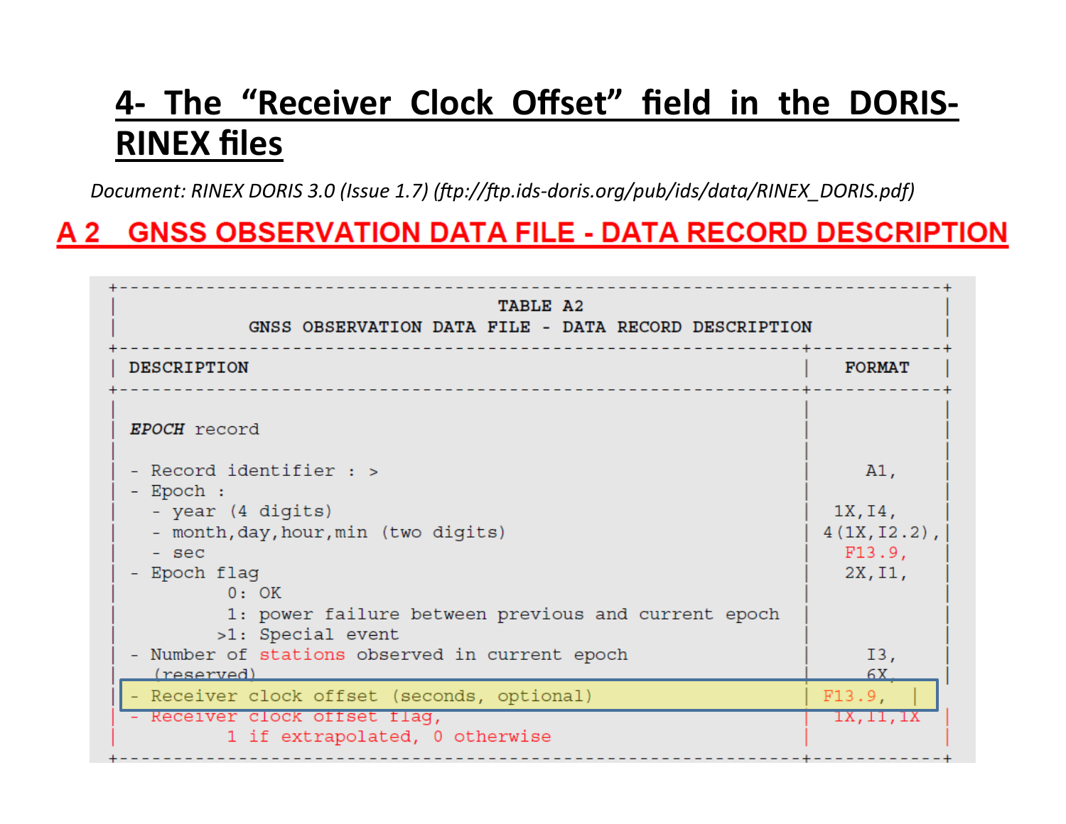# 4- The "Receiver Clock Offset" field in the DORIS-RINEX files

*Document: RINEX DORIS 3.0 (Issue 1.7) (ftp://ftp.ids-doris.org/pub/ids/data/RINEX_DORIS.pdf)*

## A 2 GNSS OBSERVATION DATA FILE - DATA RECORD DESCRIPTION

**TABLE A2**
**GNSS OBSERVATION DATA FILE - DATA RECORD DESCRIPTION**

| DESCRIPTION | FORMAT |
|---|---|
| ***EPOCH*** record | |
| - Record identifier : > | A1, |
| - Epoch : | |
| &nbsp;&nbsp;- year (4 digits) | 1X,I4, |
| &nbsp;&nbsp;- month,day,hour,min (two digits) | 4(1X,I2.2), |
| &nbsp;&nbsp;- sec | F13.9, |
| - Epoch flag<br>0: OK<br>1: power failure between previous and current epoch<br>>1: Special event | 2X,I1, |
| - Number of stations observed in current epoch | I3, |
| (reserved) | 6X, |
| - Receiver clock offset (seconds, optional) | F13.9, |
| - Receiver clock offset flag,<br>1 if extrapolated, 0 otherwise | 1X,I1,1X |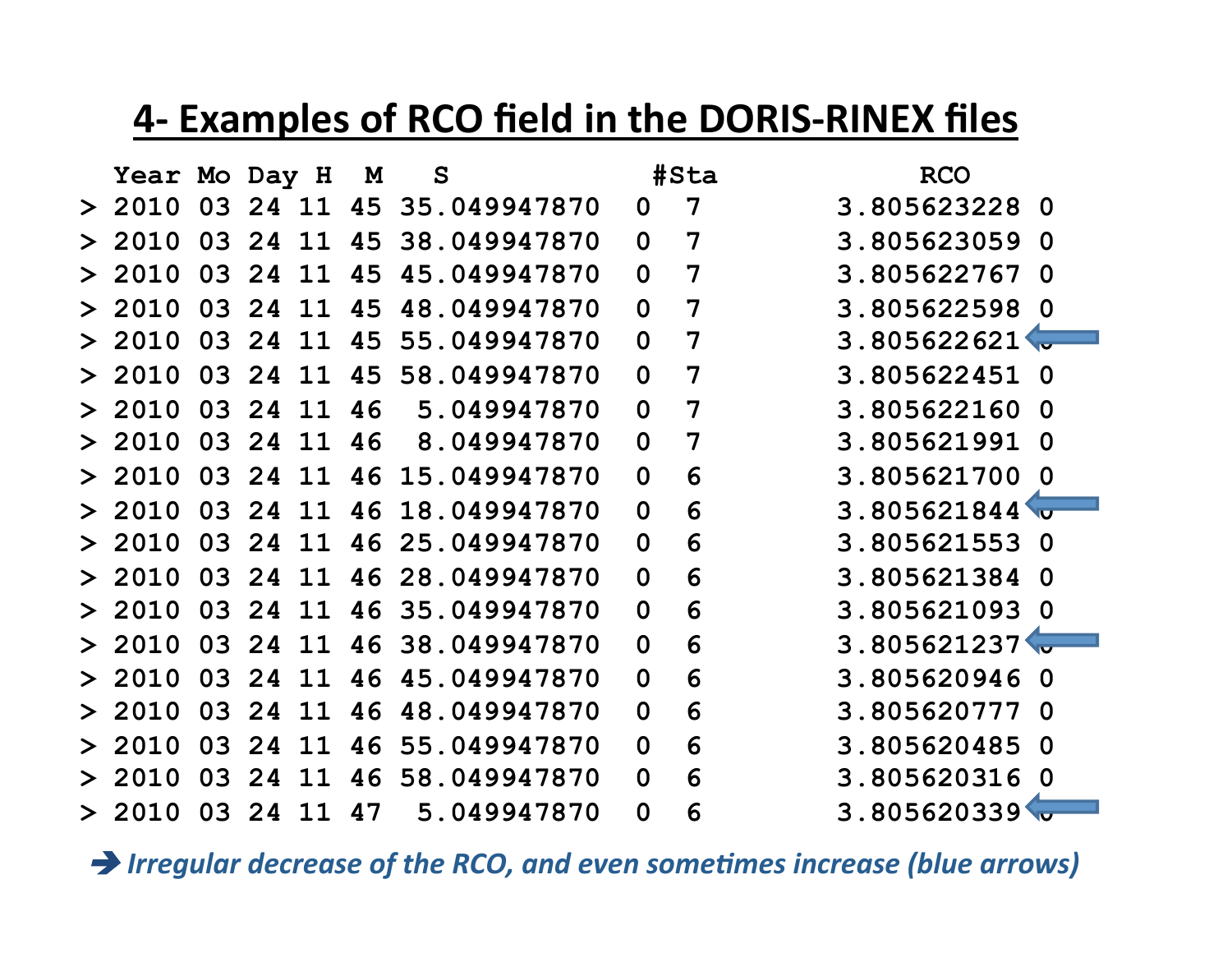# 4- Examples of RCO field in the DORIS-RINEX files

```
  Year Mo Day H  M   S                #Sta             RCO
> 2010 03 24 11 45 35.049947870  0  7           3.805623228 0
> 2010 03 24 11 45 38.049947870  0  7           3.805623059 0
> 2010 03 24 11 45 45.049947870  0  7           3.805622767 0
> 2010 03 24 11 45 48.049947870  0  7           3.805622598 0
> 2010 03 24 11 45 55.049947870  0  7           3.805622621 0   <=
> 2010 03 24 11 45 58.049947870  0  7           3.805622451 0
> 2010 03 24 11 46  5.049947870  0  7           3.805622160 0
> 2010 03 24 11 46  8.049947870  0  7           3.805621991 0
> 2010 03 24 11 46 15.049947870  0  6           3.805621700 0
> 2010 03 24 11 46 18.049947870  0  6           3.805621844 0   <=
> 2010 03 24 11 46 25.049947870  0  6           3.805621553 0
> 2010 03 24 11 46 28.049947870  0  6           3.805621384 0
> 2010 03 24 11 46 35.049947870  0  6           3.805621093 0
> 2010 03 24 11 46 38.049947870  0  6           3.805621237 0   <=
> 2010 03 24 11 46 45.049947870  0  6           3.805620946 0
> 2010 03 24 11 46 48.049947870  0  6           3.805620777 0
> 2010 03 24 11 46 55.049947870  0  6           3.805620485 0
> 2010 03 24 11 46 58.049947870  0  6           3.805620316 0
> 2010 03 24 11 47  5.049947870  0  6           3.805620339 0   <=
```

➔ *Irregular decrease of the RCO, and even sometimes increase (blue arrows)*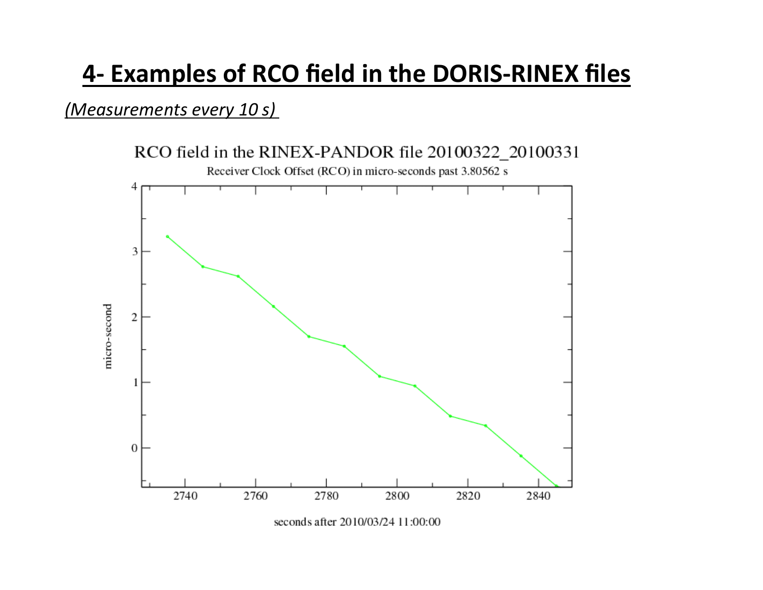## 4- Examples of RCO field in the DORIS-RINEX files

*(Measurements every 10 s)*

RCO field in the RINEX-PANDOR file 20100322_20100331

Receiver Clock Offset (RCO) in micro-seconds past 3.80562 s

micro-second

seconds after 2010/03/24 11:00:00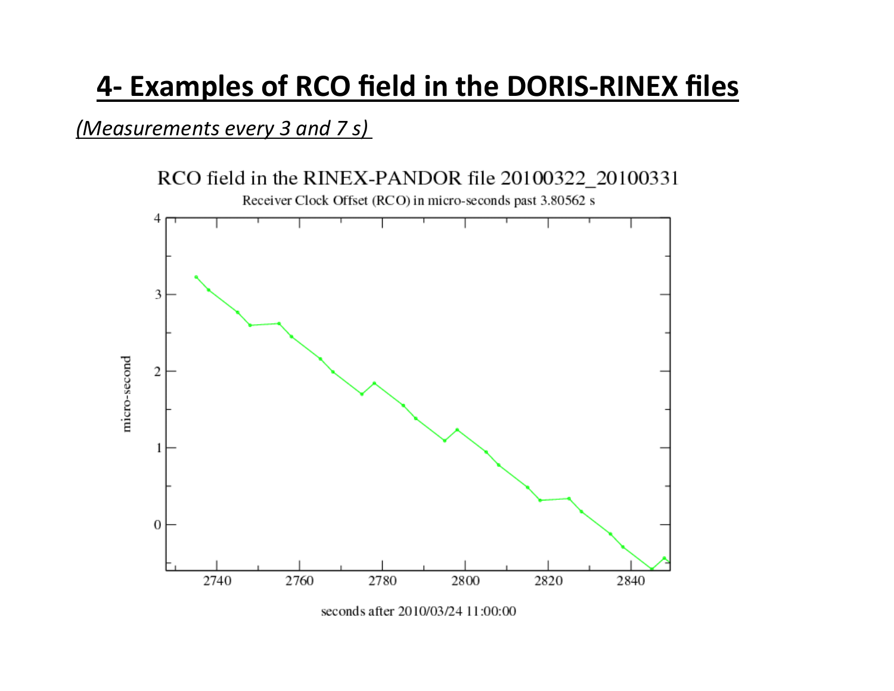# 4- Examples of RCO field in the DORIS-RINEX files

*(Measurements every 3 and 7 s)*

RCO field in the RINEX-PANDOR file 20100322_20100331

Receiver Clock Offset (RCO) in micro-seconds past 3.80562 s

micro-second

seconds after 2010/03/24 11:00:00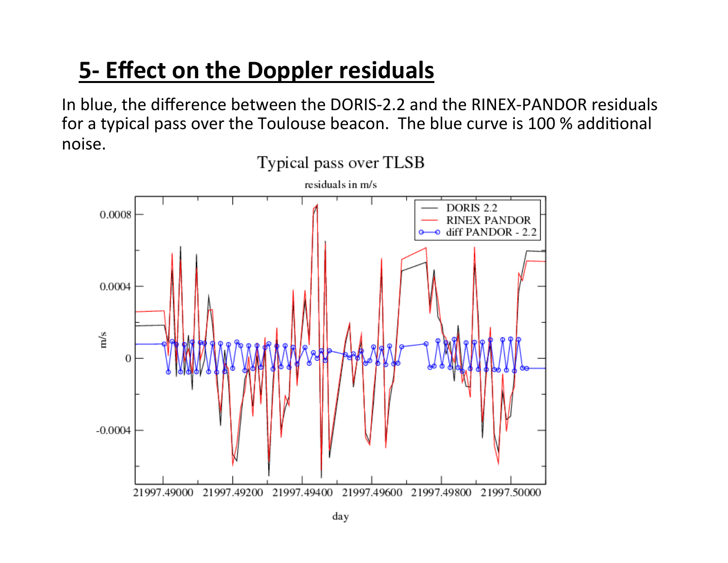## 5- Effect on the Doppler residuals

In blue, the difference between the DORIS-2.2 and the RINEX-PANDOR residuals for a typical pass over the Toulouse beacon. The blue curve is 100 % additional noise.

Typical pass over TLSB

residuals in m/s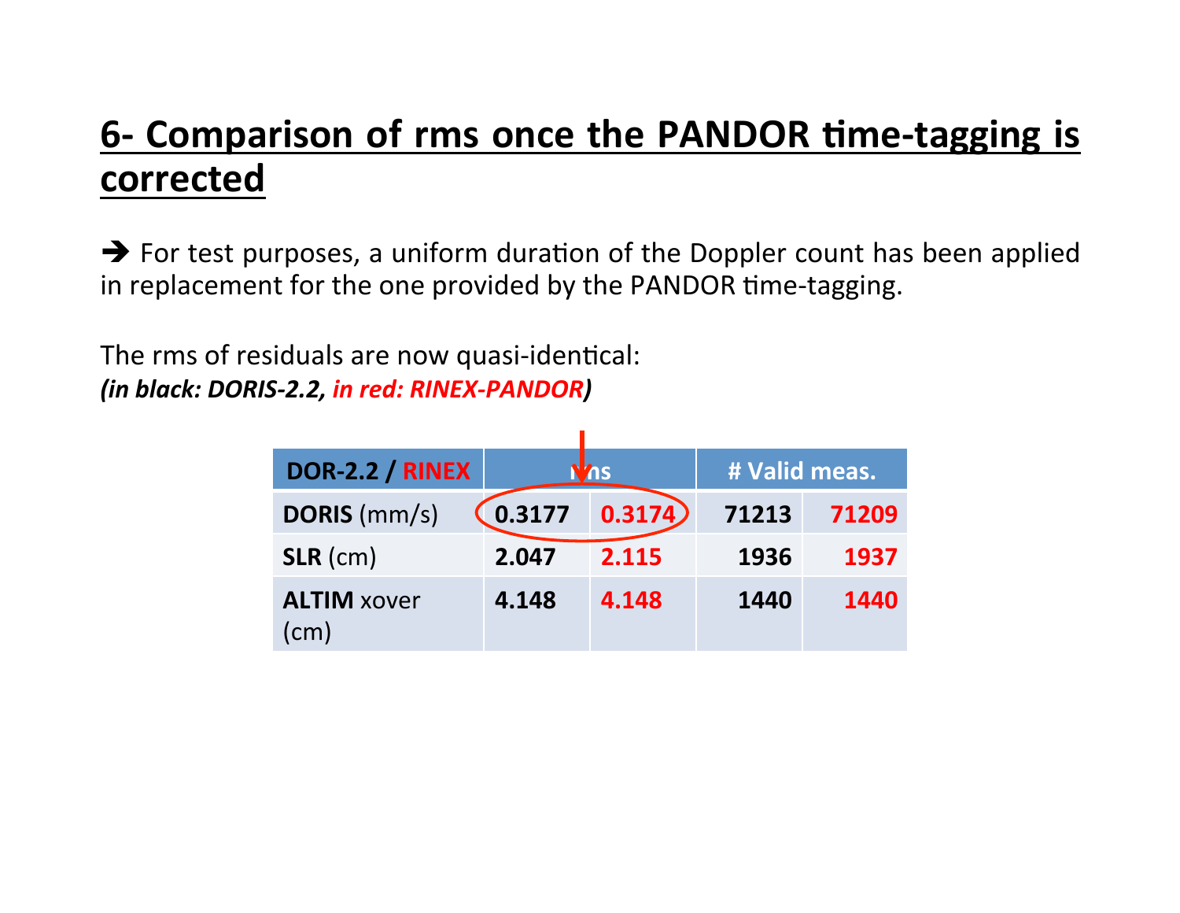## 6- Comparison of rms once the PANDOR time-tagging is corrected

➔ For test purposes, a uniform duration of the Doppler count has been applied in replacement for the one provided by the PANDOR time-tagging.

The rms of residuals are now quasi-identical:
***(in black: DORIS-2.2, in red: RINEX-PANDOR)***

| DOR-2.2 / RINEX | rms | | # Valid meas. | |
|---|---|---|---|---|
| **DORIS** (mm/s) | **0.3177** | **0.3174** | **71213** | **71209** |
| **SLR** (cm) | **2.047** | **2.115** | **1936** | **1937** |
| **ALTIM** xover (cm) | **4.148** | **4.148** | **1440** | **1440** |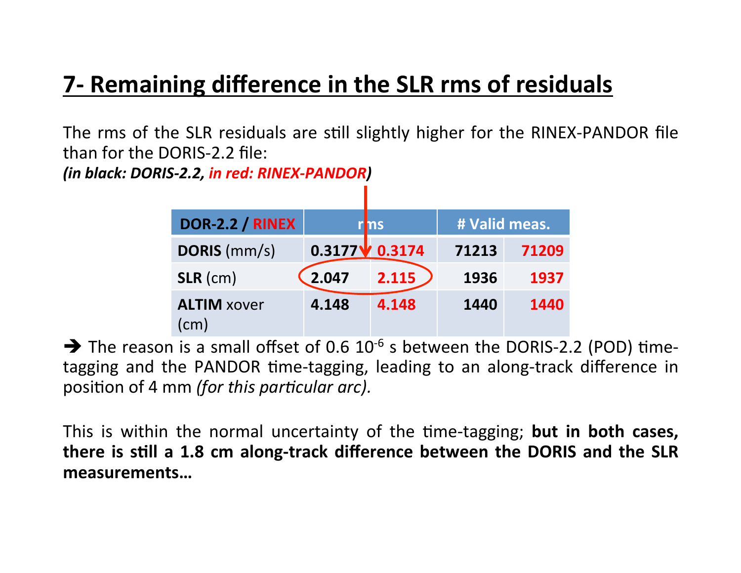# 7- Remaining difference in the SLR rms of residuals

The rms of the SLR residuals are still slightly higher for the RINEX-PANDOR file than for the DORIS-2.2 file:
***(in black: DORIS-2.2, in red: RINEX-PANDOR)***

| DOR-2.2 / RINEX | rms | | # Valid meas. | |
|---|---|---|---|---|
| **DORIS** (mm/s) | **0.3177** | **0.3174** | **71213** | **71209** |
| **SLR** (cm) | **2.047** | **2.115** | **1936** | **1937** |
| **ALTIM** xover (cm) | **4.148** | **4.148** | **1440** | **1440** |

➔ The reason is a small offset of 0.6 $10^{-6}$ s between the DORIS-2.2 (POD) time-tagging and the PANDOR time-tagging, leading to an along-track difference in position of 4 mm *(for this particular arc).*

This is within the normal uncertainty of the time-tagging; **but in both cases, there is still a 1.8 cm along-track difference between the DORIS and the SLR measurements…**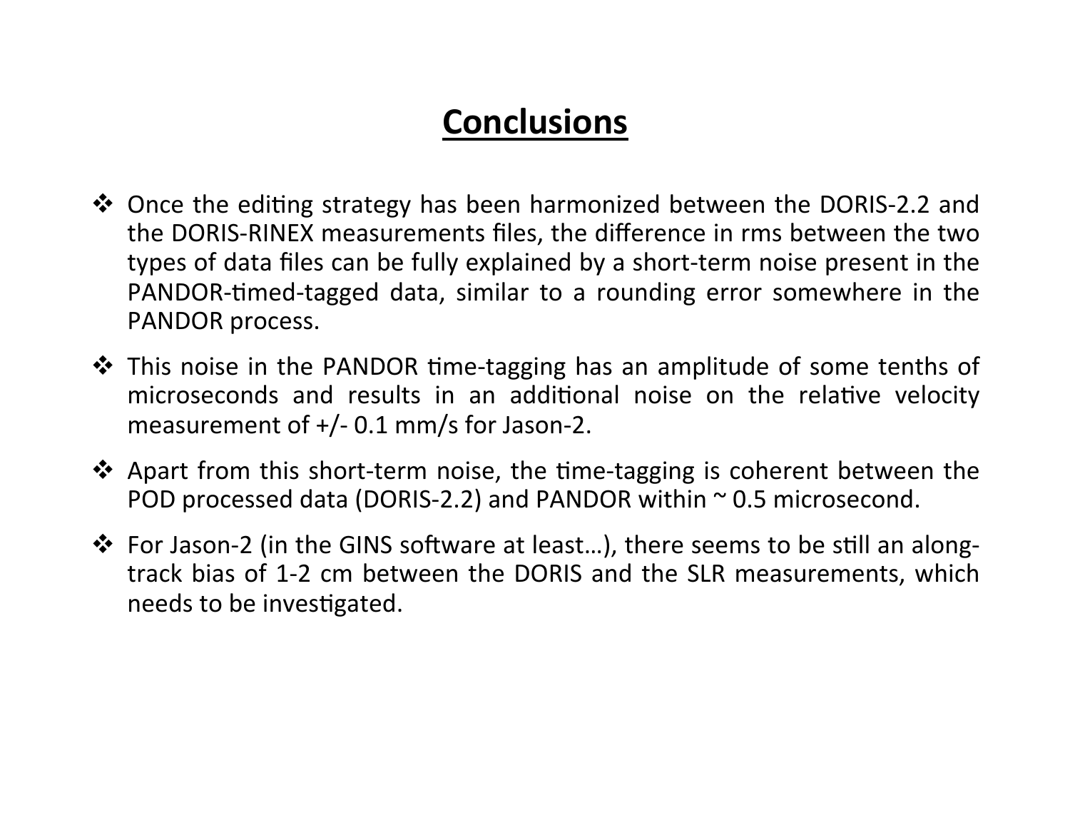# Conclusions

- Once the editing strategy has been harmonized between the DORIS-2.2 and the DORIS-RINEX measurements files, the difference in rms between the two types of data files can be fully explained by a short-term noise present in the PANDOR-timed-tagged data, similar to a rounding error somewhere in the PANDOR process.
- This noise in the PANDOR time-tagging has an amplitude of some tenths of microseconds and results in an additional noise on the relative velocity measurement of +/- 0.1 mm/s for Jason-2.
- Apart from this short-term noise, the time-tagging is coherent between the POD processed data (DORIS-2.2) and PANDOR within ~ 0.5 microsecond.
- For Jason-2 (in the GINS software at least…), there seems to be still an along-track bias of 1-2 cm between the DORIS and the SLR measurements, which needs to be investigated.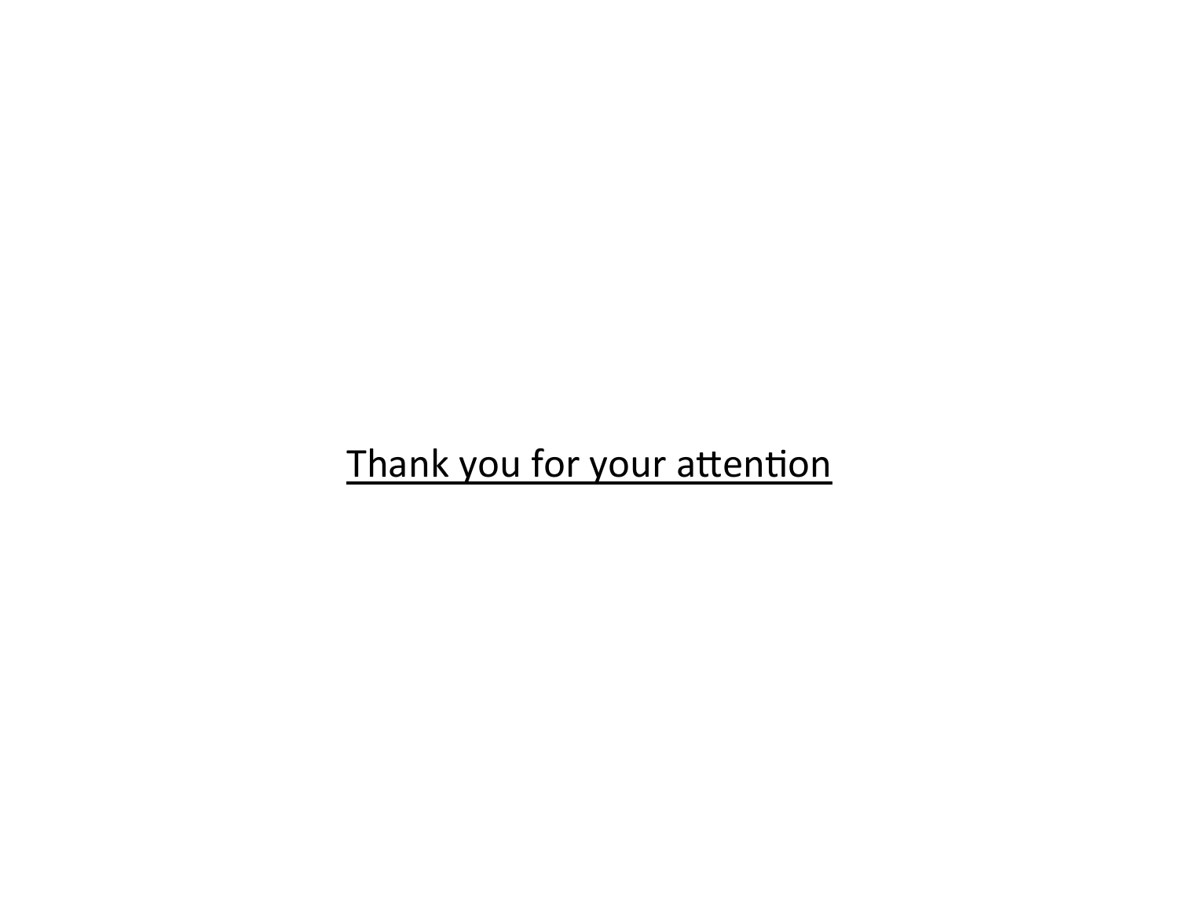<u>Thank you for your attention</u>